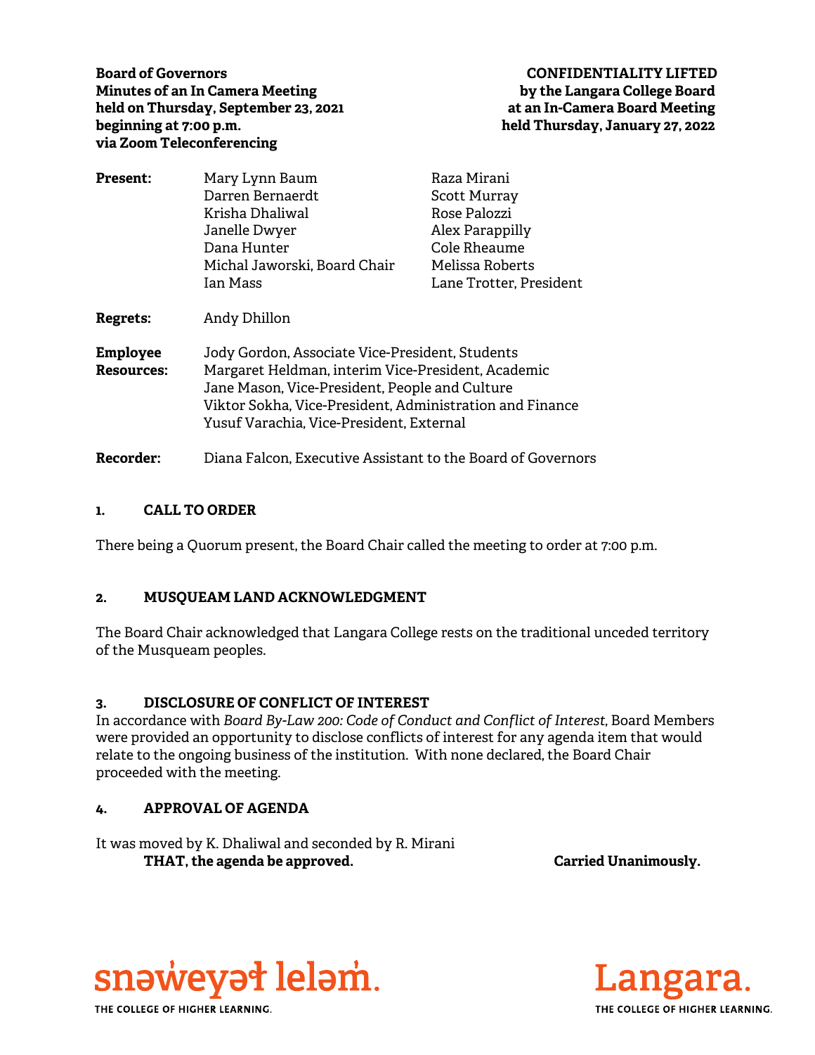**Board of Governors**
**Minutes of an In Camera Meeting**
**held on Thursday, September 23, 2021**
**beginning at 7:00 p.m.**
**via Zoom Teleconferencing**

**CONFIDENTIALITY LIFTED**
**by the Langara College Board**
**at an In-Camera Board Meeting**
**held Thursday, January 27, 2022**

**Present:** Mary Lynn Baum, Darren Bernaerdt, Krisha Dhaliwal, Janelle Dwyer, Dana Hunter, Michal Jaworski, Board Chair, Ian Mass, Raza Mirani, Scott Murray, Rose Palozzi, Alex Parappilly, Cole Rheaume, Melissa Roberts, Lane Trotter, President

**Regrets:** Andy Dhillon

**Employee Resources:**
Jody Gordon, Associate Vice-President, Students
Margaret Heldman, interim Vice-President, Academic
Jane Mason, Vice-President, People and Culture
Viktor Sokha, Vice-President, Administration and Finance
Yusuf Varachia, Vice-President, External

**Recorder:** Diana Falcon, Executive Assistant to the Board of Governors

## 1. CALL TO ORDER

There being a Quorum present, the Board Chair called the meeting to order at 7:00 p.m.

## 2. MUSQUEAM LAND ACKNOWLEDGMENT

The Board Chair acknowledged that Langara College rests on the traditional unceded territory of the Musqueam peoples.

## 3. DISCLOSURE OF CONFLICT OF INTEREST

In accordance with *Board By-Law 200: Code of Conduct and Conflict of Interest*, Board Members were provided an opportunity to disclose conflicts of interest for any agenda item that would relate to the ongoing business of the institution. With none declared, the Board Chair proceeded with the meeting.

## 4. APPROVAL OF AGENDA

It was moved by K. Dhaliwal and seconded by R. Mirani

**THAT, the agenda be approved.** **Carried Unanimously.**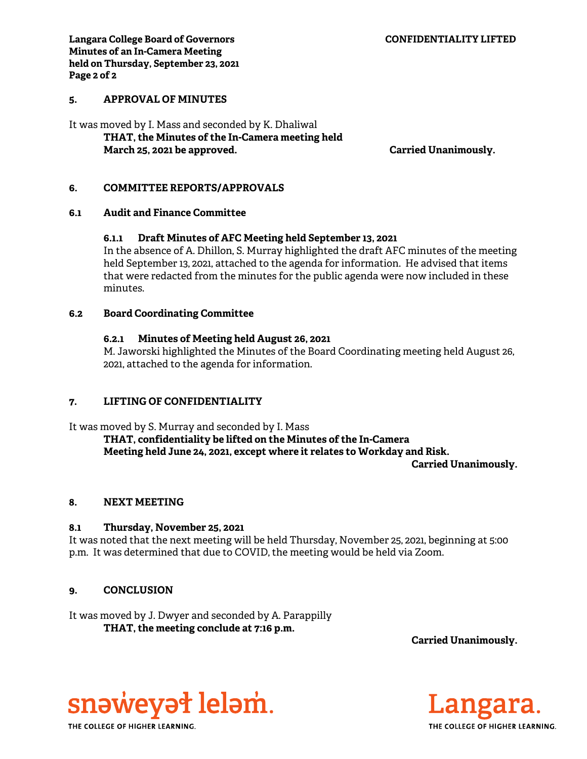**CONFIDENTIALITY LIFTED**

## 5. APPROVAL OF MINUTES

It was moved by I. Mass and seconded by K. Dhaliwal

**THAT, the Minutes of the In-Camera meeting held March 25, 2021 be approved.** **Carried Unanimously.**

## 6. COMMITTEE REPORTS/APPROVALS

### 6.1 Audit and Finance Committee

#### 6.1.1 Draft Minutes of AFC Meeting held September 13, 2021

In the absence of A. Dhillon, S. Murray highlighted the draft AFC minutes of the meeting held September 13, 2021, attached to the agenda for information. He advised that items that were redacted from the minutes for the public agenda were now included in these minutes.

### 6.2 Board Coordinating Committee

#### 6.2.1 Minutes of Meeting held August 26, 2021

M. Jaworski highlighted the Minutes of the Board Coordinating meeting held August 26, 2021, attached to the agenda for information.

## 7. LIFTING OF CONFIDENTIALITY

It was moved by S. Murray and seconded by I. Mass

**THAT, confidentiality be lifted on the Minutes of the In-Camera Meeting held June 24, 2021, except where it relates to Workday and Risk.**

**Carried Unanimously.**

## 8. NEXT MEETING

### 8.1 Thursday, November 25, 2021

It was noted that the next meeting will be held Thursday, November 25, 2021, beginning at 5:00 p.m. It was determined that due to COVID, the meeting would be held via Zoom.

## 9. CONCLUSION

It was moved by J. Dwyer and seconded by A. Parappilly

**THAT, the meeting conclude at 7:16 p.m.**

**Carried Unanimously.**

snəw̓eyəɬ leləm̓. THE COLLEGE OF HIGHER LEARNING.

Langara. THE COLLEGE OF HIGHER LEARNING.